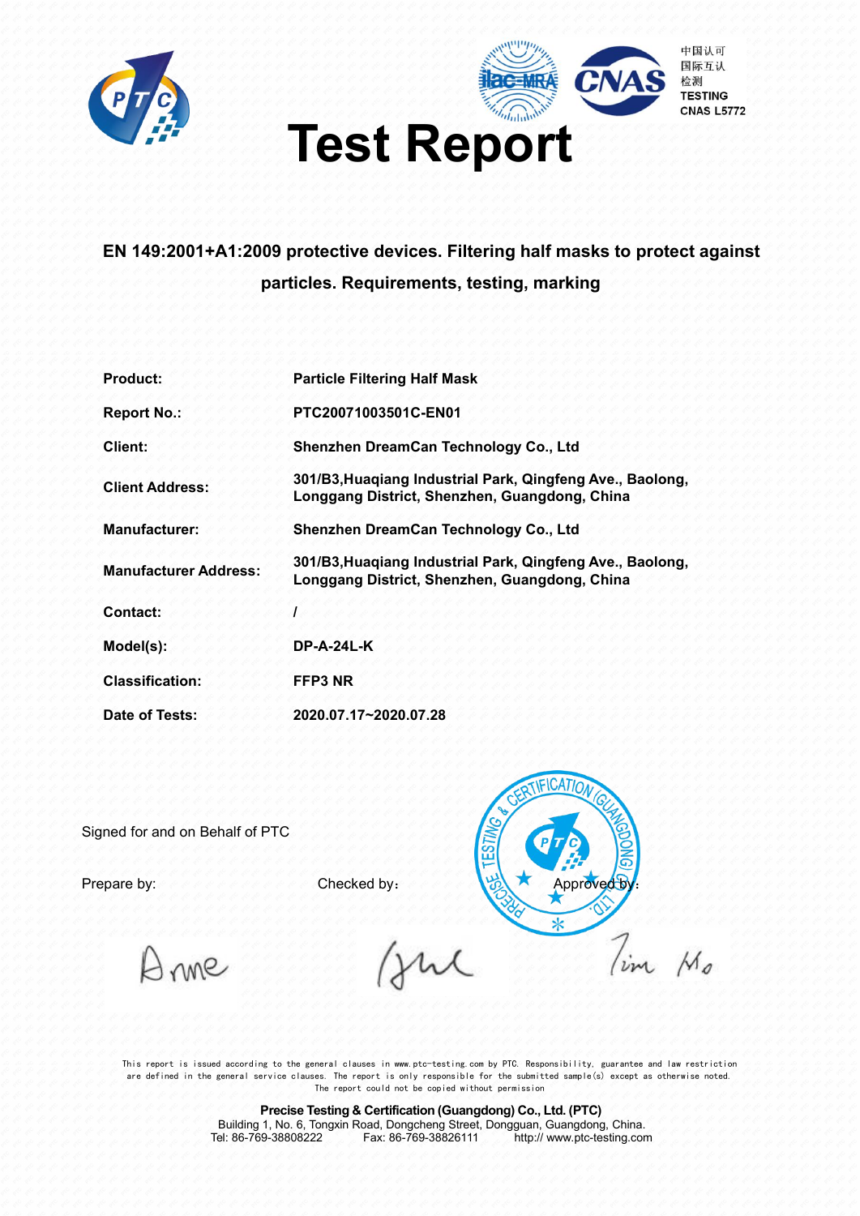中国认可
国际互认
检测
TESTING
CNAS L5772

# Test Report

**EN 149:2001+A1:2009 protective devices. Filtering half masks to protect against particles. Requirements, testing, marking**

| | |
|---|---|
| **Product:** | **Particle Filtering Half Mask** |
| **Report No.:** | **PTC20071003501C-EN01** |
| **Client:** | **Shenzhen DreamCan Technology Co., Ltd** |
| **Client Address:** | **301/B3,Huaqiang Industrial Park, Qingfeng Ave., Baolong, Longgang District, Shenzhen, Guangdong, China** |
| **Manufacturer:** | **Shenzhen DreamCan Technology Co., Ltd** |
| **Manufacturer Address:** | **301/B3,Huaqiang Industrial Park, Qingfeng Ave., Baolong, Longgang District, Shenzhen, Guangdong, China** |
| **Contact:** | **/** |
| **Model(s):** | **DP-A-24L-K** |
| **Classification:** | **FFP3 NR** |
| **Date of Tests:** | **2020.07.17~2020.07.28** |

Signed for and on Behalf of PTC

Prepare by: Checked by: Approved by:

Anne Tim Ho

This report is issued according to the general clauses in www.ptc-testing.com by PTC. Responsibility, guarantee and law restriction are defined in the general service clauses. The report is only responsible for the submitted sample(s) except as otherwise noted. The report could not be copied without permission

**Precise Testing & Certification (Guangdong) Co., Ltd. (PTC)**
Building 1, No. 6, Tongxin Road, Dongcheng Street, Dongguan, Guangdong, China.
Tel: 86-769-38808222 Fax: 86-769-38826111 http:// www.ptc-testing.com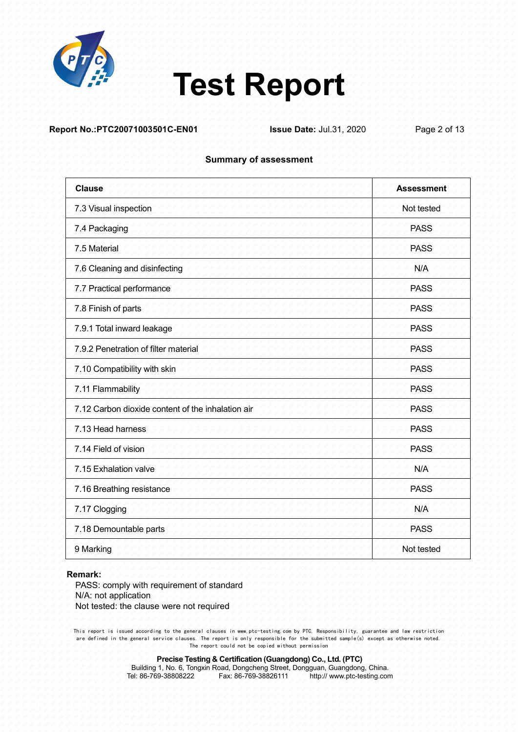# Test Report

**Report No.:PTC20071003501C-EN01** **Issue Date:** Jul.31, 2020

**Summary of assessment**

| Clause | Assessment |
|---|---|
| 7.3 Visual inspection | Not tested |
| 7.4 Packaging | PASS |
| 7.5 Material | PASS |
| 7.6 Cleaning and disinfecting | N/A |
| 7.7 Practical performance | PASS |
| 7.8 Finish of parts | PASS |
| 7.9.1 Total inward leakage | PASS |
| 7.9.2 Penetration of filter material | PASS |
| 7.10 Compatibility with skin | PASS |
| 7.11 Flammability | PASS |
| 7.12 Carbon dioxide content of the inhalation air | PASS |
| 7.13 Head harness | PASS |
| 7.14 Field of vision | PASS |
| 7.15 Exhalation valve | N/A |
| 7.16 Breathing resistance | PASS |
| 7.17 Clogging | N/A |
| 7.18 Demountable parts | PASS |
| 9 Marking | Not tested |

**Remark:**

PASS: comply with requirement of standard
N/A: not application
Not tested: the clause were not required

This report is issued according to the general clauses in www.ptc-testing.com by PTC. Responsibility, guarantee and law restriction are defined in the general service clauses. The report is only responsible for the submitted sample(s) except as otherwise noted. The report could not be copied without permission

**Precise Testing & Certification (Guangdong) Co., Ltd. (PTC)**
Building 1, No. 6, Tongxin Road, Dongcheng Street, Dongguan, Guangdong, China.
Tel: 86-769-38808222 Fax: 86-769-38826111 http:// www.ptc-testing.com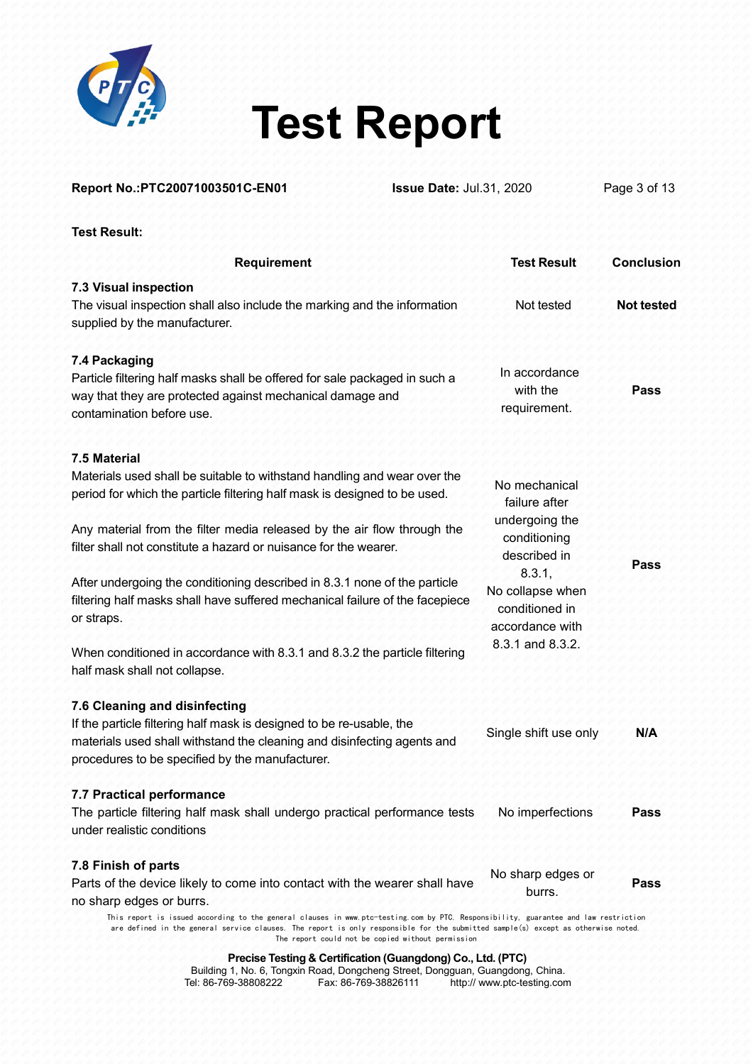**Test Result:**

| Requirement | Test Result | Conclusion |
|---|---|---|
| **7.3 Visual inspection**<br>The visual inspection shall also include the marking and the information supplied by the manufacturer. | Not tested | **Not tested** |
| **7.4 Packaging**<br>Particle filtering half masks shall be offered for sale packaged in such a way that they are protected against mechanical damage and contamination before use. | In accordance with the requirement. | **Pass** |
| **7.5 Material**<br>Materials used shall be suitable to withstand handling and wear over the period for which the particle filtering half mask is designed to be used.<br><br>Any material from the filter media released by the air flow through the filter shall not constitute a hazard or nuisance for the wearer.<br><br>After undergoing the conditioning described in 8.3.1 none of the particle filtering half masks shall have suffered mechanical failure of the facepiece or straps.<br><br>When conditioned in accordance with 8.3.1 and 8.3.2 the particle filtering half mask shall not collapse. | No mechanical failure after undergoing the conditioning described in 8.3.1,<br>No collapse when conditioned in accordance with 8.3.1 and 8.3.2. | **Pass** |
| **7.6 Cleaning and disinfecting**<br>If the particle filtering half mask is designed to be re-usable, the materials used shall withstand the cleaning and disinfecting agents and procedures to be specified by the manufacturer. | Single shift use only | **N/A** |
| **7.7 Practical performance**<br>The particle filtering half mask shall undergo practical performance tests under realistic conditions | No imperfections | **Pass** |
| **7.8 Finish of parts**<br>Parts of the device likely to come into contact with the wearer shall have no sharp edges or burrs. | No sharp edges or burrs. | **Pass** |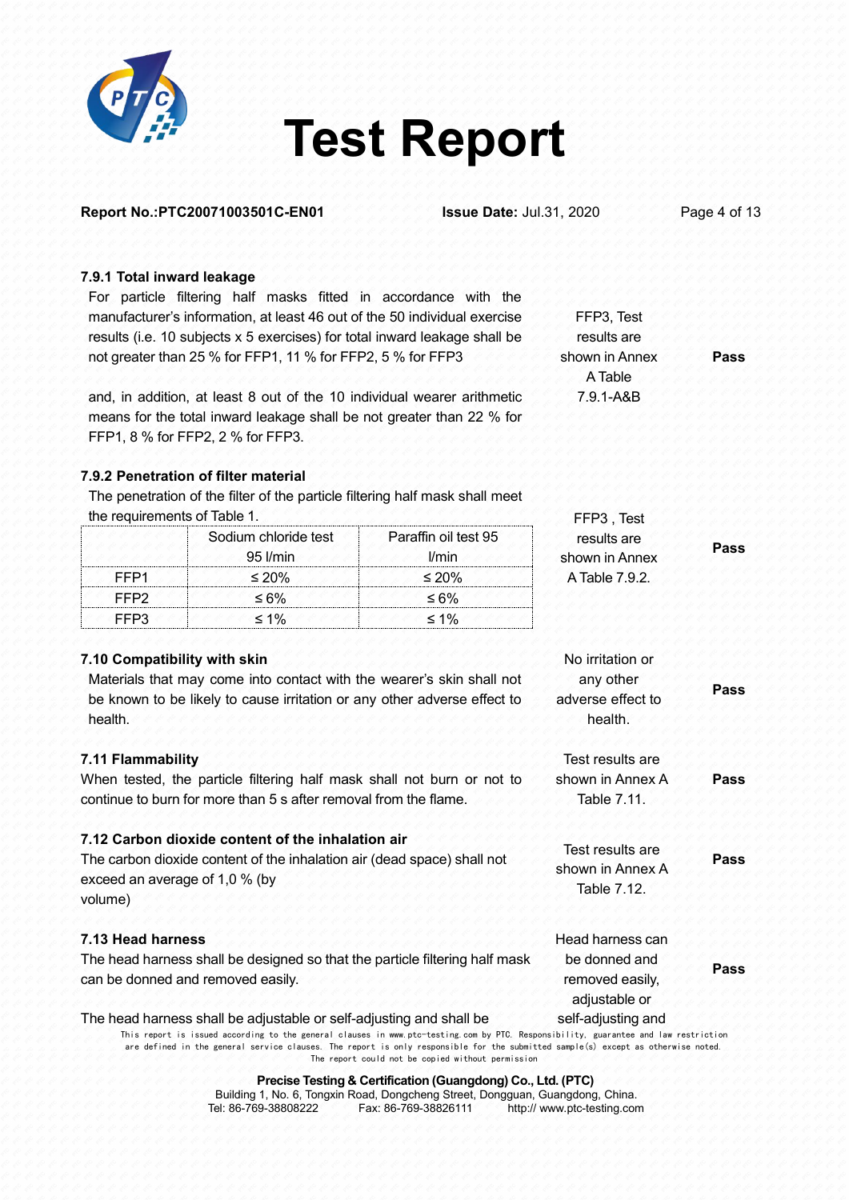**Report No.:PTC20071003501C-EN01** **Issue Date:** Jul.31, 2020

| Requirement | Result | Verdict |
|---|---|---|
| **7.9.1 Total inward leakage**<br>For particle filtering half masks fitted in accordance with the manufacturer's information, at least 46 out of the 50 individual exercise results (i.e. 10 subjects x 5 exercises) for total inward leakage shall be not greater than 25 % for FFP1, 11 % for FFP2, 5 % for FFP3<br><br>and, in addition, at least 8 out of the 10 individual wearer arithmetic means for the total inward leakage shall be not greater than 22 % for FFP1, 8 % for FFP2, 2 % for FFP3. | FFP3, Test results are shown in Annex A Table 7.9.1-A&B | **Pass** |
| **7.9.2 Penetration of filter material**<br>The penetration of the filter of the particle filtering half mask shall meet the requirements of Table 1. | FFP3 , Test results are shown in Annex A Table 7.9.2. | **Pass** |

| | Sodium chloride test 95 l/min | Paraffin oil test 95 l/min |
|---|---|---|
| FFP1 | ≤ 20% | ≤ 20% |
| FFP2 | ≤ 6% | ≤ 6% |
| FFP3 | ≤ 1% | ≤ 1% |

| Requirement | Result | Verdict |
|---|---|---|
| **7.10 Compatibility with skin**<br>Materials that may come into contact with the wearer's skin shall not be known to be likely to cause irritation or any other adverse effect to health. | No irritation or any other adverse effect to health. | **Pass** |
| **7.11 Flammability**<br>When tested, the particle filtering half mask shall not burn or not to continue to burn for more than 5 s after removal from the flame. | Test results are shown in Annex A Table 7.11. | **Pass** |
| **7.12 Carbon dioxide content of the inhalation air**<br>The carbon dioxide content of the inhalation air (dead space) shall not exceed an average of 1,0 % (by volume) | Test results are shown in Annex A Table 7.12. | **Pass** |
| **7.13 Head harness**<br>The head harness shall be designed so that the particle filtering half mask can be donned and removed easily.<br><br>The head harness shall be adjustable or self-adjusting and shall be | Head harness can be donned and removed easily, adjustable or self-adjusting and | **Pass** |

This report is issued according to the general clauses in www.ptc-testing.com by PTC. Responsibility, guarantee and law restriction are defined in the general service clauses. The report is only responsible for the submitted sample(s) except as otherwise noted. The report could not be copied without permission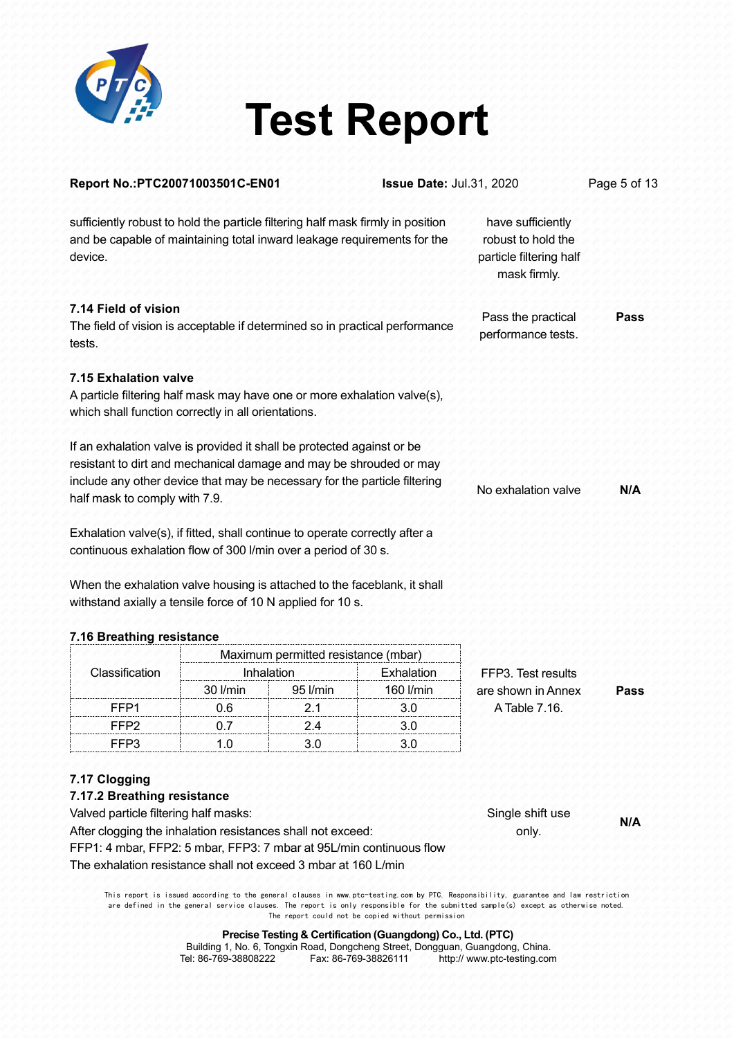sufficiently robust to hold the particle filtering half mask firmly in position and be capable of maintaining total inward leakage requirements for the device.

have sufficiently robust to hold the particle filtering half mask firmly.

**7.14 Field of vision**

The field of vision is acceptable if determined so in practical performance tests.

Pass the practical performance tests. **Pass**

**7.15 Exhalation valve**

A particle filtering half mask may have one or more exhalation valve(s), which shall function correctly in all orientations.

If an exhalation valve is provided it shall be protected against or be resistant to dirt and mechanical damage and may be shrouded or may include any other device that may be necessary for the particle filtering half mask to comply with 7.9.

Exhalation valve(s), if fitted, shall continue to operate correctly after a continuous exhalation flow of 300 l/min over a period of 30 s.

When the exhalation valve housing is attached to the faceblank, it shall withstand axially a tensile force of 10 N applied for 10 s.

No exhalation valve **N/A**

**7.16 Breathing resistance**

| Classification | Maximum permitted resistance (mbar) | | |
|---|---|---|---|
| | Inhalation | | Exhalation |
| | 30 l/min | 95 l/min | 160 l/min |
| FFP1 | 0.6 | 2.1 | 3.0 |
| FFP2 | 0.7 | 2.4 | 3.0 |
| FFP3 | 1.0 | 3.0 | 3.0 |

FFP3. Test results are shown in Annex A Table 7.16. **Pass**

**7.17 Clogging**

**7.17.2 Breathing resistance**

Valved particle filtering half masks:

After clogging the inhalation resistances shall not exceed:

FFP1: 4 mbar, FFP2: 5 mbar, FFP3: 7 mbar at 95L/min continuous flow

The exhalation resistance shall not exceed 3 mbar at 160 L/min

Single shift use only. **N/A**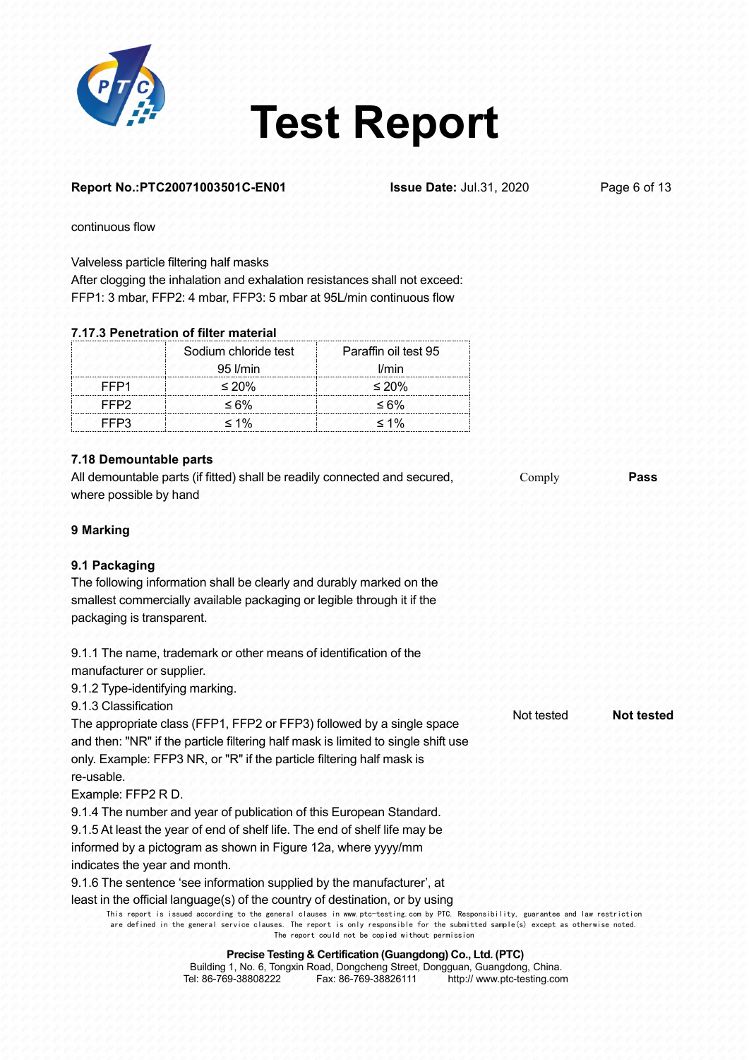continuous flow

Valveless particle filtering half masks
After clogging the inhalation and exhalation resistances shall not exceed:
FFP1: 3 mbar, FFP2: 4 mbar, FFP3: 5 mbar at 95L/min continuous flow

**7.17.3 Penetration of filter material**

| | Sodium chloride test 95 l/min | Paraffin oil test 95 l/min |
|---|---|---|
| FFP1 | ≤ 20% | ≤ 20% |
| FFP2 | ≤ 6% | ≤ 6% |
| FFP3 | ≤ 1% | ≤ 1% |

**7.18 Demountable parts**

All demountable parts (if fitted) shall be readily connected and secured, where possible by hand — Comply — **Pass**

**9 Marking**

**9.1 Packaging**

The following information shall be clearly and durably marked on the smallest commercially available packaging or legible through it if the packaging is transparent.

9.1.1 The name, trademark or other means of identification of the manufacturer or supplier.
9.1.2 Type-identifying marking.
9.1.3 Classification
The appropriate class (FFP1, FFP2 or FFP3) followed by a single space and then: "NR" if the particle filtering half mask is limited to single shift use only. Example: FFP3 NR, or "R" if the particle filtering half mask is re-usable.
Example: FFP2 R D.
9.1.4 The number and year of publication of this European Standard.
9.1.5 At least the year of end of shelf life. The end of shelf life may be informed by a pictogram as shown in Figure 12a, where yyyy/mm indicates the year and month.
9.1.6 The sentence 'see information supplied by the manufacturer', at least in the official language(s) of the country of destination, or by using

Not tested — **Not tested**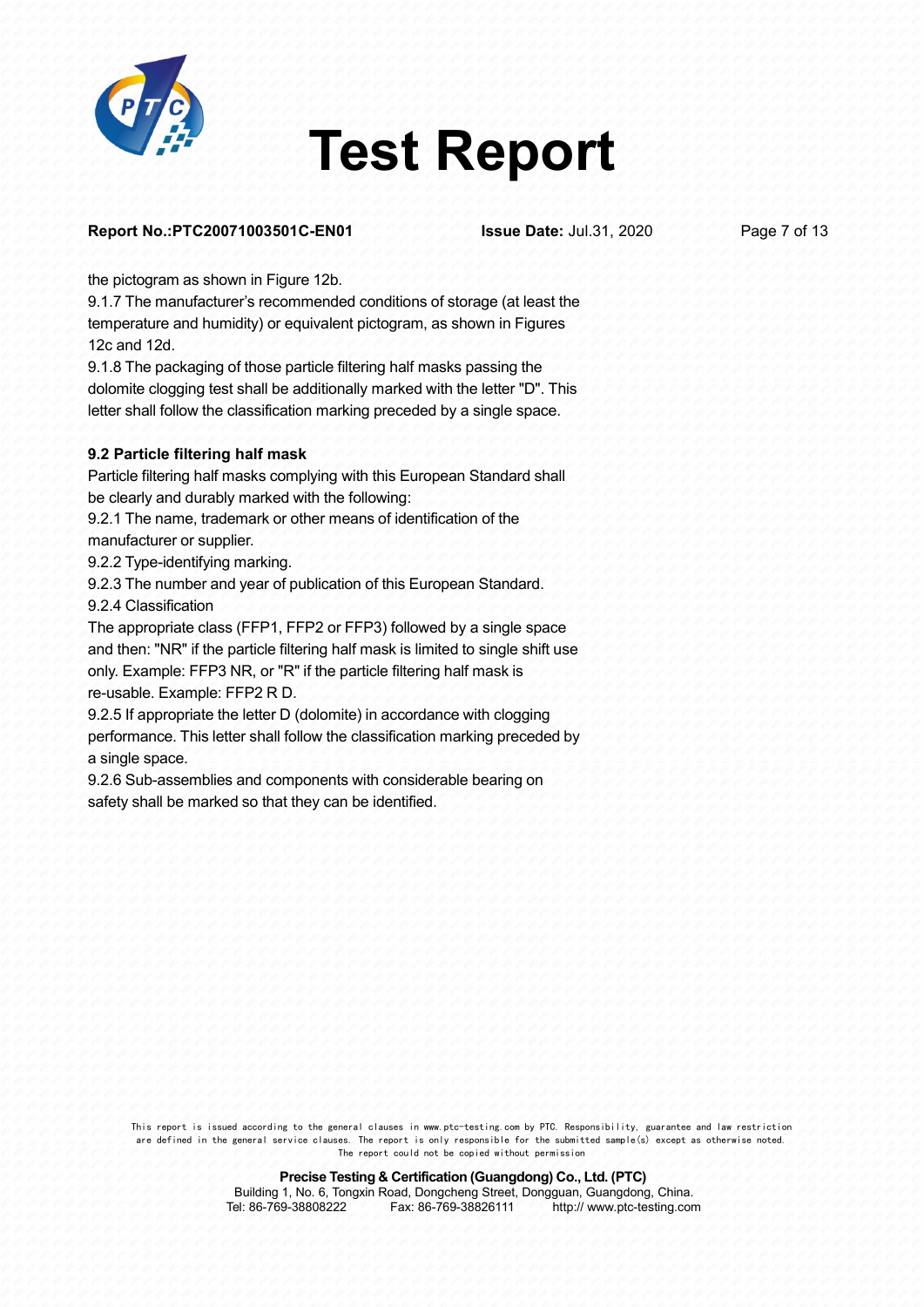the pictogram as shown in Figure 12b.

9.1.7 The manufacturer's recommended conditions of storage (at least the temperature and humidity) or equivalent pictogram, as shown in Figures 12c and 12d.

9.1.8 The packaging of those particle filtering half masks passing the dolomite clogging test shall be additionally marked with the letter "D". This letter shall follow the classification marking preceded by a single space.

**9.2 Particle filtering half mask**

Particle filtering half masks complying with this European Standard shall be clearly and durably marked with the following:

9.2.1 The name, trademark or other means of identification of the manufacturer or supplier.

9.2.2 Type-identifying marking.

9.2.3 The number and year of publication of this European Standard.

9.2.4 Classification

The appropriate class (FFP1, FFP2 or FFP3) followed by a single space and then: "NR" if the particle filtering half mask is limited to single shift use only. Example: FFP3 NR, or "R" if the particle filtering half mask is re-usable. Example: FFP2 R D.

9.2.5 If appropriate the letter D (dolomite) in accordance with clogging performance. This letter shall follow the classification marking preceded by a single space.

9.2.6 Sub-assemblies and components with considerable bearing on safety shall be marked so that they can be identified.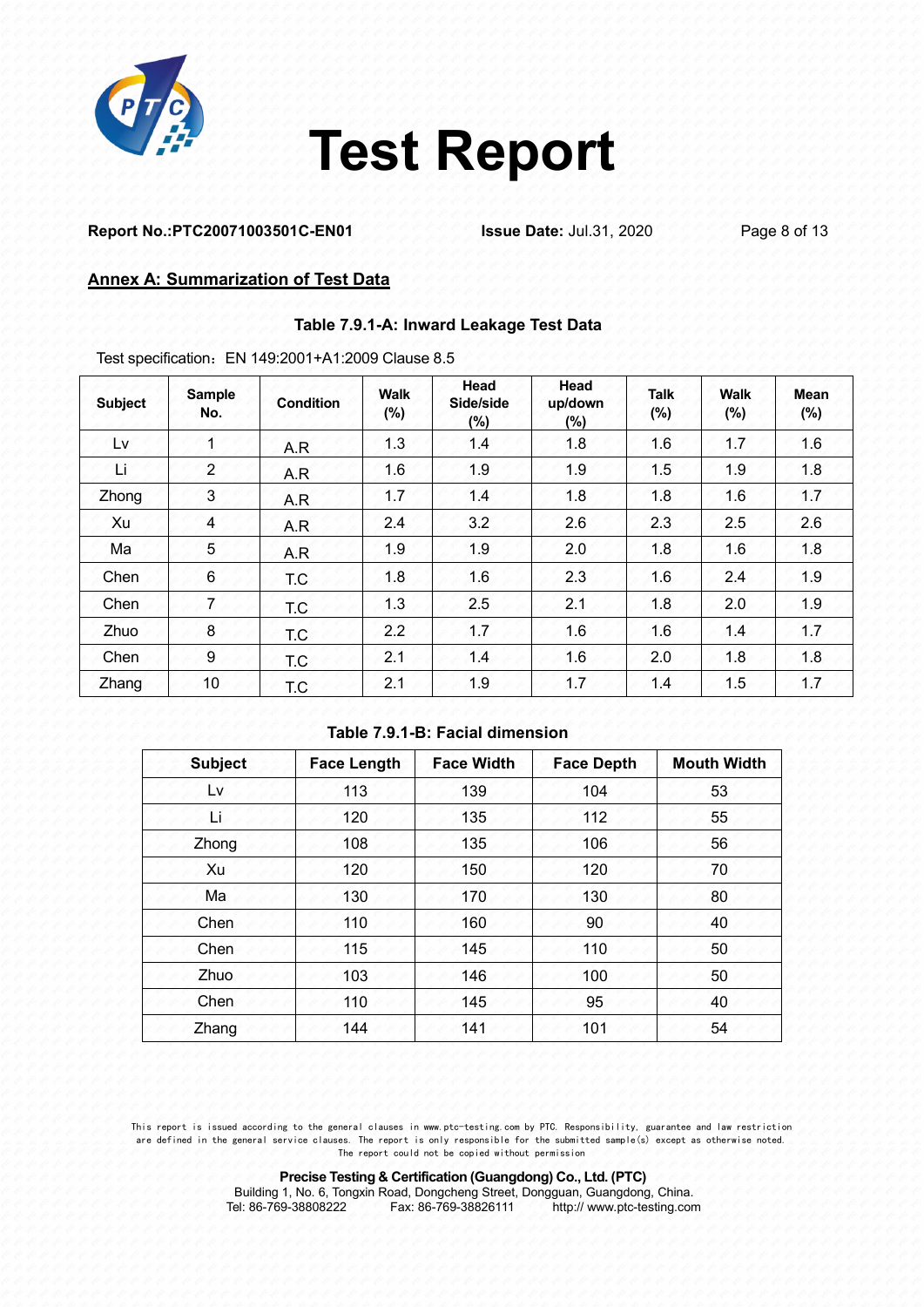# Test Report

**Report No.:PTC20071003501C-EN01** **Issue Date:** Jul.31, 2020

## Annex A: Summarization of Test Data

**Table 7.9.1-A: Inward Leakage Test Data**

Test specification：EN 149:2001+A1:2009 Clause 8.5

| Subject | Sample No. | Condition | Walk (%) | Head Side/side (%) | Head up/down (%) | Talk (%) | Walk (%) | Mean (%) |
|---|---|---|---|---|---|---|---|---|
| Lv | 1 | A.R | 1.3 | 1.4 | 1.8 | 1.6 | 1.7 | 1.6 |
| Li | 2 | A.R | 1.6 | 1.9 | 1.9 | 1.5 | 1.9 | 1.8 |
| Zhong | 3 | A.R | 1.7 | 1.4 | 1.8 | 1.8 | 1.6 | 1.7 |
| Xu | 4 | A.R | 2.4 | 3.2 | 2.6 | 2.3 | 2.5 | 2.6 |
| Ma | 5 | A.R | 1.9 | 1.9 | 2.0 | 1.8 | 1.6 | 1.8 |
| Chen | 6 | T.C | 1.8 | 1.6 | 2.3 | 1.6 | 2.4 | 1.9 |
| Chen | 7 | T.C | 1.3 | 2.5 | 2.1 | 1.8 | 2.0 | 1.9 |
| Zhuo | 8 | T.C | 2.2 | 1.7 | 1.6 | 1.6 | 1.4 | 1.7 |
| Chen | 9 | T.C | 2.1 | 1.4 | 1.6 | 2.0 | 1.8 | 1.8 |
| Zhang | 10 | T.C | 2.1 | 1.9 | 1.7 | 1.4 | 1.5 | 1.7 |

**Table 7.9.1-B: Facial dimension**

| Subject | Face Length | Face Width | Face Depth | Mouth Width |
|---|---|---|---|---|
| Lv | 113 | 139 | 104 | 53 |
| Li | 120 | 135 | 112 | 55 |
| Zhong | 108 | 135 | 106 | 56 |
| Xu | 120 | 150 | 120 | 70 |
| Ma | 130 | 170 | 130 | 80 |
| Chen | 110 | 160 | 90 | 40 |
| Chen | 115 | 145 | 110 | 50 |
| Zhuo | 103 | 146 | 100 | 50 |
| Chen | 110 | 145 | 95 | 40 |
| Zhang | 144 | 141 | 101 | 54 |

This report is issued according to the general clauses in www.ptc-testing.com by PTC. Responsibility, guarantee and law restriction are defined in the general service clauses. The report is only responsible for the submitted sample(s) except as otherwise noted. The report could not be copied without permission

**Precise Testing & Certification (Guangdong) Co., Ltd. (PTC)**
Building 1, No. 6, Tongxin Road, Dongcheng Street, Dongguan, Guangdong, China.
Tel: 86-769-38808222 Fax: 86-769-38826111 http:// www.ptc-testing.com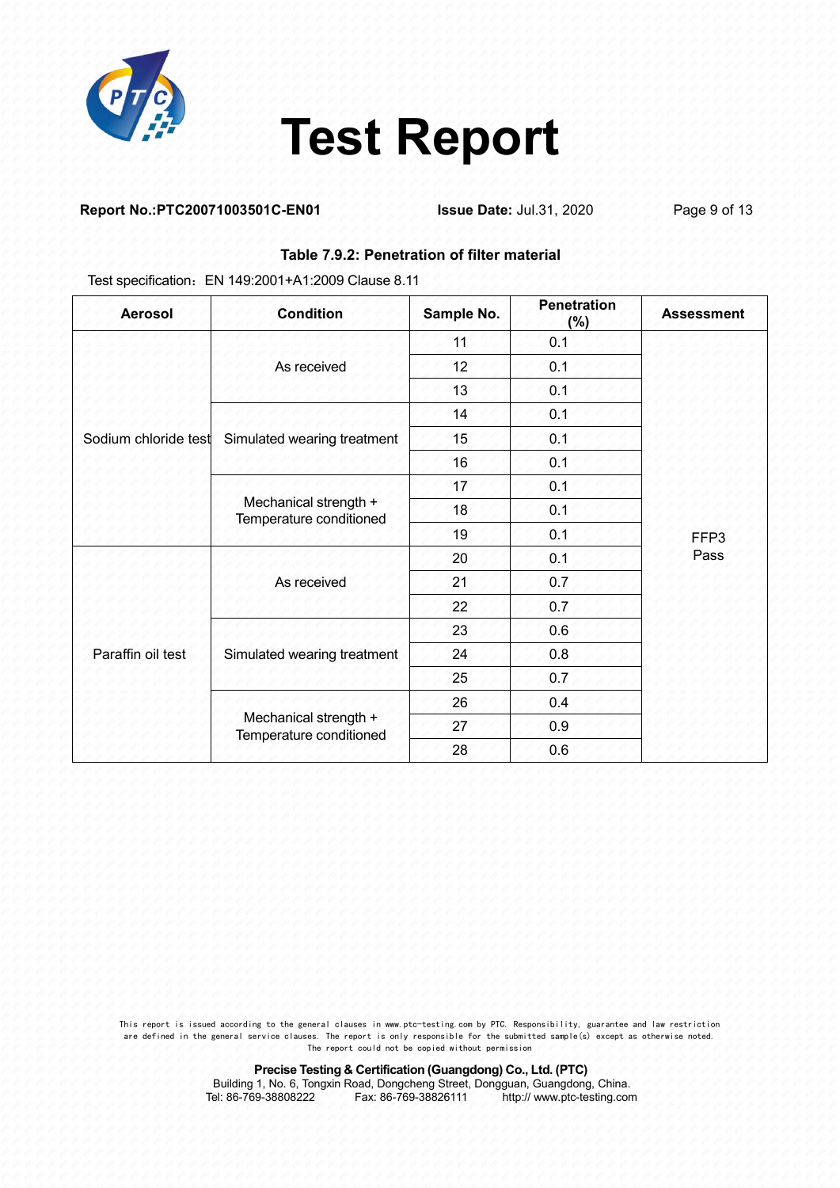# Test Report

**Report No.:PTC20071003501C-EN01** **Issue Date:** Jul.31, 2020

**Table 7.9.2: Penetration of filter material**

Test specification：EN 149:2001+A1:2009 Clause 8.11

| Aerosol | Condition | Sample No. | Penetration (%) | Assessment |
|---|---|---|---|---|
| Sodium chloride test | As received | 11 | 0.1 | FFP3 Pass |
| | | 12 | 0.1 | |
| | | 13 | 0.1 | |
| | Simulated wearing treatment | 14 | 0.1 | |
| | | 15 | 0.1 | |
| | | 16 | 0.1 | |
| | Mechanical strength + Temperature conditioned | 17 | 0.1 | |
| | | 18 | 0.1 | |
| | | 19 | 0.1 | |
| Paraffin oil test | As received | 20 | 0.1 | |
| | | 21 | 0.7 | |
| | | 22 | 0.7 | |
| | Simulated wearing treatment | 23 | 0.6 | |
| | | 24 | 0.8 | |
| | | 25 | 0.7 | |
| | Mechanical strength + Temperature conditioned | 26 | 0.4 | |
| | | 27 | 0.9 | |
| | | 28 | 0.6 | |

This report is issued according to the general clauses in www.ptc-testing.com by PTC. Responsibility, guarantee and law restriction are defined in the general service clauses. The report is only responsible for the submitted sample(s) except as otherwise noted. The report could not be copied without permission

**Precise Testing & Certification (Guangdong) Co., Ltd. (PTC)**
Building 1, No. 6, Tongxin Road, Dongcheng Street, Dongguan, Guangdong, China.
Tel: 86-769-38808222 Fax: 86-769-38826111 http:// www.ptc-testing.com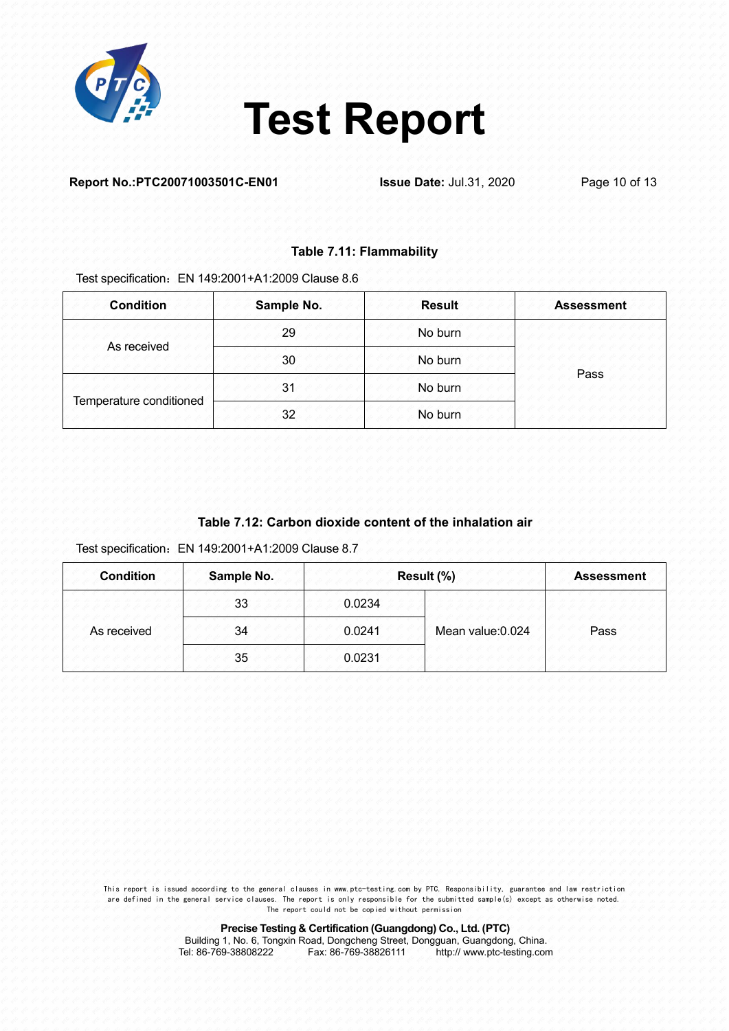**Table 7.11: Flammability**

Test specification：EN 149:2001+A1:2009 Clause 8.6

| Condition | Sample No. | Result | Assessment |
|---|---|---|---|
| As received | 29 | No burn | Pass |
| | 30 | No burn | |
| Temperature conditioned | 31 | No burn | |
| | 32 | No burn | |

**Table 7.12: Carbon dioxide content of the inhalation air**

Test specification：EN 149:2001+A1:2009 Clause 8.7

| Condition | Sample No. | Result (%) | | Assessment |
|---|---|---|---|---|
| As received | 33 | 0.0234 | Mean value:0.024 | Pass |
| | 34 | 0.0241 | | |
| | 35 | 0.0231 | | |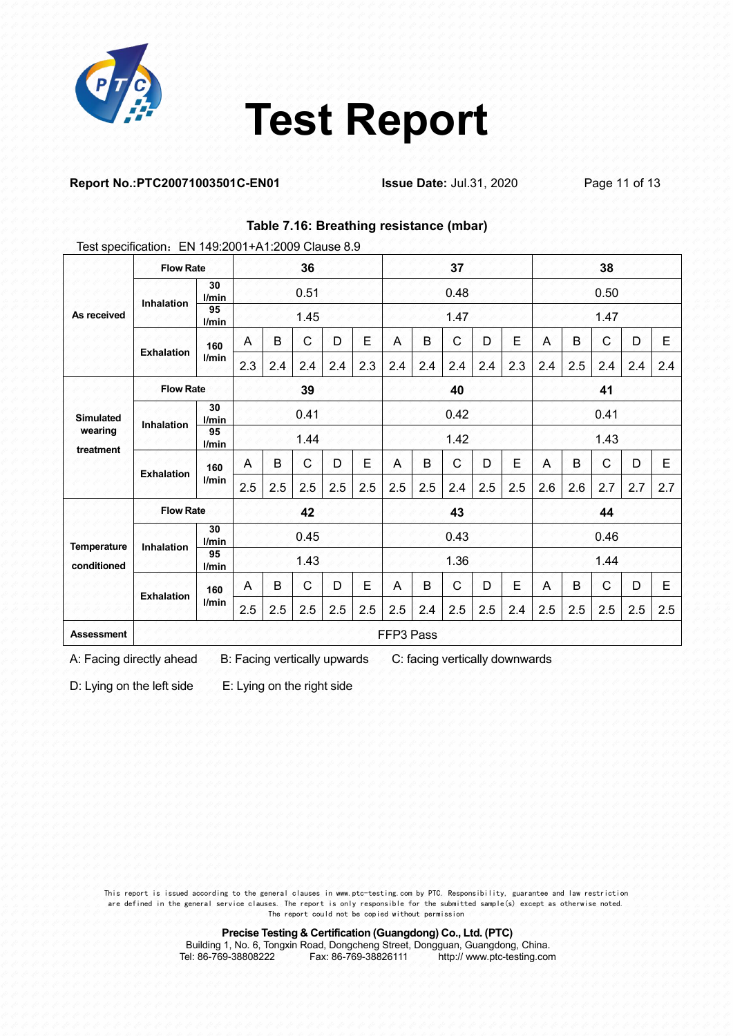# Test Report

**Report No.:PTC20071003501C-EN01** **Issue Date:** Jul.31, 2020

**Table 7.16: Breathing resistance (mbar)**

Test specification：EN 149:2001+A1:2009 Clause 8.9

| | | | | | | | | | | | | | | | | | |
|---|---|---|---|---|---|---|---|---|---|---|---|---|---|---|---|---|---|
| As received | Flow Rate | | 36 | | | | | 37 | | | | | 38 | | | | |
| | Inhalation | 30 l/min | 0.51 | | | | | 0.48 | | | | | 0.50 | | | | |
| | | 95 l/min | 1.45 | | | | | 1.47 | | | | | 1.47 | | | | |
| | Exhalation | 160 l/min | A | B | C | D | E | A | B | C | D | E | A | B | C | D | E |
| | | | 2.3 | 2.4 | 2.4 | 2.4 | 2.3 | 2.4 | 2.4 | 2.4 | 2.4 | 2.3 | 2.4 | 2.5 | 2.4 | 2.4 | 2.4 |
| Simulated wearing treatment | Flow Rate | | 39 | | | | | 40 | | | | | 41 | | | | |
| | Inhalation | 30 l/min | 0.41 | | | | | 0.42 | | | | | 0.41 | | | | |
| | | 95 l/min | 1.44 | | | | | 1.42 | | | | | 1.43 | | | | |
| | Exhalation | 160 l/min | A | B | C | D | E | A | B | C | D | E | A | B | C | D | E |
| | | | 2.5 | 2.5 | 2.5 | 2.5 | 2.5 | 2.5 | 2.5 | 2.4 | 2.5 | 2.5 | 2.6 | 2.6 | 2.7 | 2.7 | 2.7 |
| Temperature conditioned | Flow Rate | | 42 | | | | | 43 | | | | | 44 | | | | |
| | Inhalation | 30 l/min | 0.45 | | | | | 0.43 | | | | | 0.46 | | | | |
| | | 95 l/min | 1.43 | | | | | 1.36 | | | | | 1.44 | | | | |
| | Exhalation | 160 l/min | A | B | C | D | E | A | B | C | D | E | A | B | C | D | E |
| | | | 2.5 | 2.5 | 2.5 | 2.5 | 2.5 | 2.5 | 2.4 | 2.5 | 2.5 | 2.4 | 2.5 | 2.5 | 2.5 | 2.5 | 2.5 |
| Assessment | FFP3 Pass | | | | | | | | | | | | | | | | |

A: Facing directly ahead B: Facing vertically upwards C: facing vertically downwards

D: Lying on the left side E: Lying on the right side

This report is issued according to the general clauses in www.ptc-testing.com by PTC. Responsibility, guarantee and law restriction are defined in the general service clauses. The report is only responsible for the submitted sample(s) except as otherwise noted. The report could not be copied without permission

**Precise Testing & Certification (Guangdong) Co., Ltd. (PTC)**
Building 1, No. 6, Tongxin Road, Dongcheng Street, Dongguan, Guangdong, China.
Tel: 86-769-38808222 Fax: 86-769-38826111 http:// www.ptc-testing.com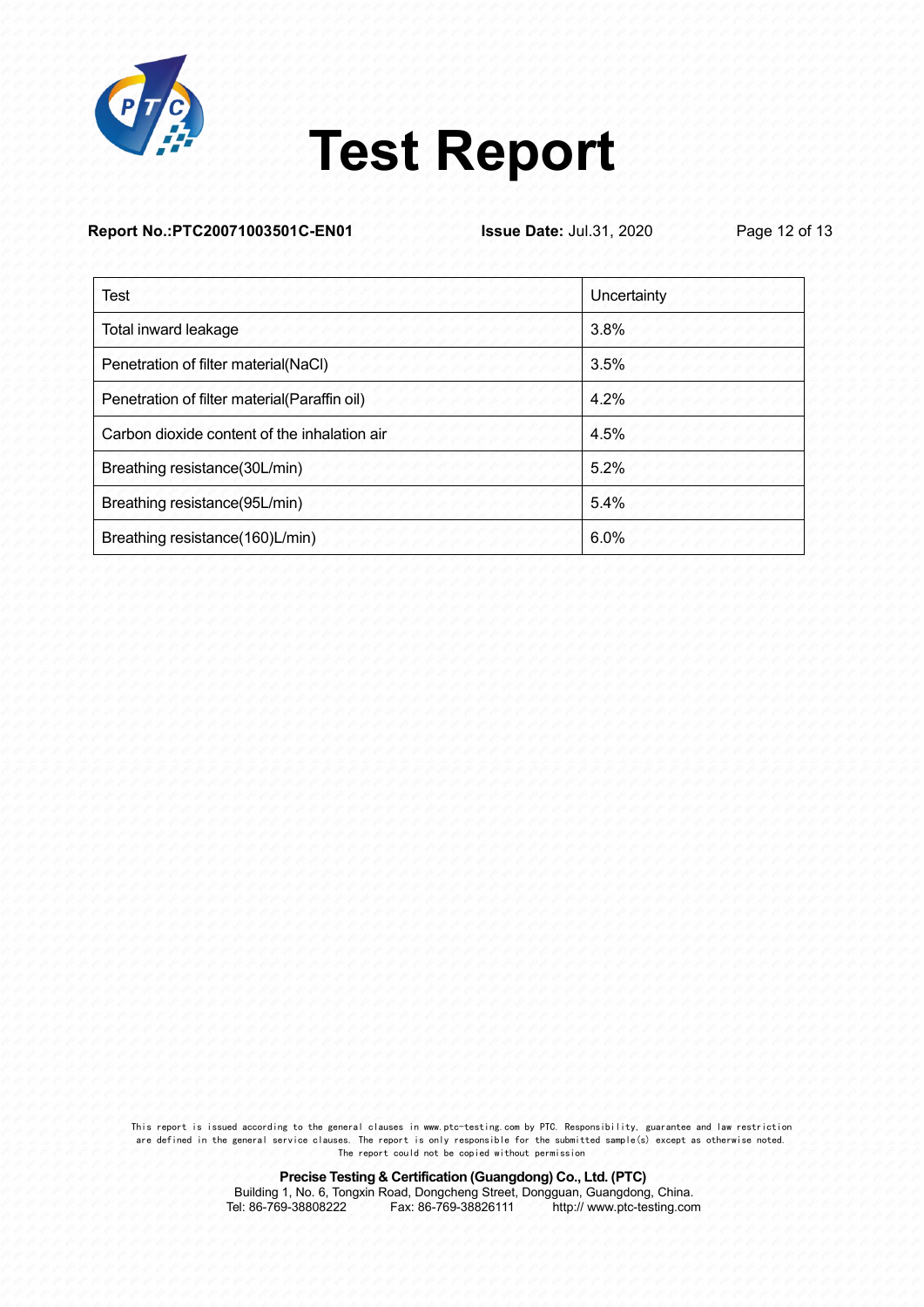| Test | Uncertainty |
|---|---|
| Total inward leakage | 3.8% |
| Penetration of filter material(NaCl) | 3.5% |
| Penetration of filter material(Paraffin oil) | 4.2% |
| Carbon dioxide content of the inhalation air | 4.5% |
| Breathing resistance(30L/min) | 5.2% |
| Breathing resistance(95L/min) | 5.4% |
| Breathing resistance(160)L/min) | 6.0% |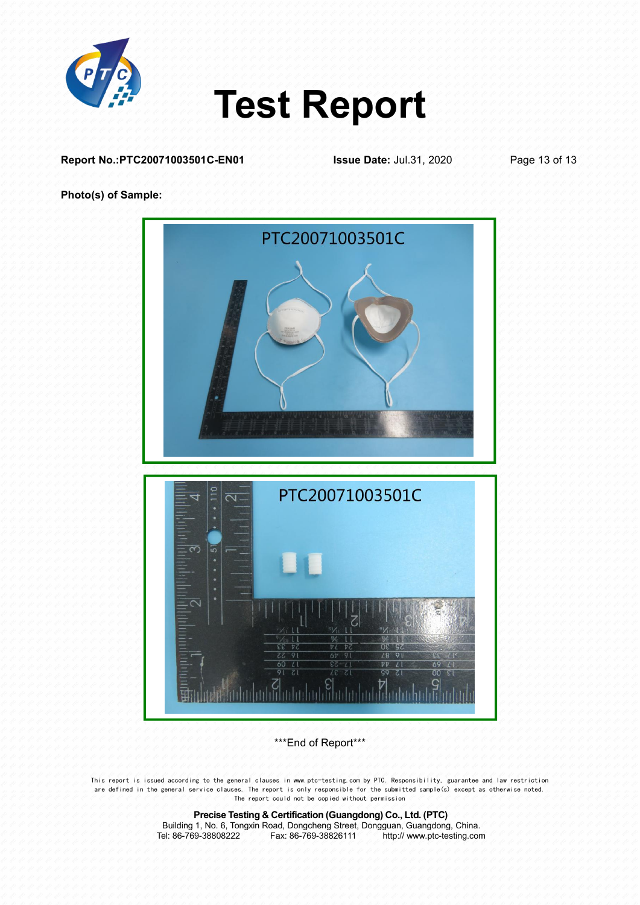**Photo(s) of Sample:**

***End of Report***

This report is issued according to the general clauses in www.ptc-testing.com by PTC. Responsibility, guarantee and law restriction are defined in the general service clauses. The report is only responsible for the submitted sample(s) except as otherwise noted. The report could not be copied without permission

**Precise Testing & Certification (Guangdong) Co., Ltd. (PTC)**
Building 1, No. 6, Tongxin Road, Dongcheng Street, Dongguan, Guangdong, China.
Tel: 86-769-38808222 Fax: 86-769-38826111 http:// www.ptc-testing.com